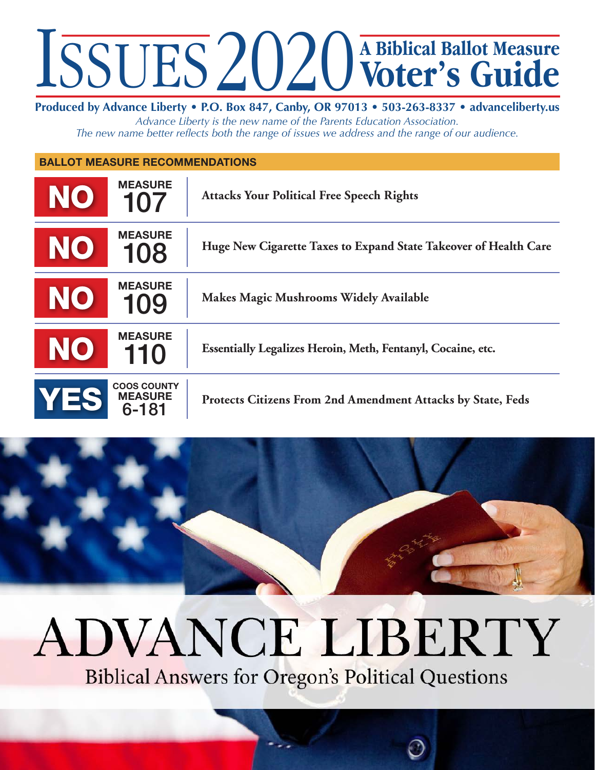# ISSUES 2020 A Biblical Ballot Measure Voter's Guide

**Produced by Advance Liberty • P.O. Box 847, Canby, OR 97013 • 503-263-8337 • advanceliberty.us**

*Advance Liberty is the new name of the Parents Education Association.*
*The new name better reflects both the range of issues we address and the range of our audience.*

## BALLOT MEASURE RECOMMENDATIONS

| Recommendation | Measure | Description |
|---|---|---|
| **NO** | MEASURE 107 | **Attacks Your Political Free Speech Rights** |
| **NO** | MEASURE 108 | **Huge New Cigarette Taxes to Expand State Takeover of Health Care** |
| **NO** | MEASURE 109 | **Makes Magic Mushrooms Widely Available** |
| **NO** | MEASURE 110 | **Essentially Legalizes Heroin, Meth, Fentanyl, Cocaine, etc.** |
| **YES** | COOS COUNTY MEASURE 6-181 | **Protects Citizens From 2nd Amendment Attacks by State, Feds** |

# ADVANCE LIBERTY

Biblical Answers for Oregon's Political Questions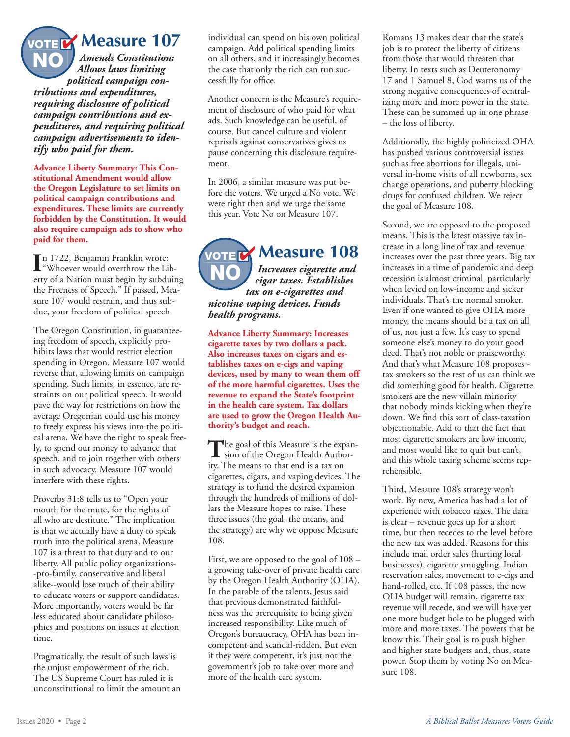# VOTE NO Measure 107

***Amends Constitution: Allows laws limiting political campaign contributions and expenditures, requiring disclosure of political campaign contributions and expenditures, and requiring political campaign advertisements to identify who paid for them.***

**Advance Liberty Summary: This Constitutional Amendment would allow the Oregon Legislature to set limits on political campaign contributions and expenditures. These limits are currently forbidden by the Constitution. It would also require campaign ads to show who paid for them.**

In 1722, Benjamin Franklin wrote: "Whoever would overthrow the Liberty of a Nation must begin by subduing the Freeness of Speech." If passed, Measure 107 would restrain, and thus subdue, your freedom of political speech.

The Oregon Constitution, in guaranteeing freedom of speech, explicitly prohibits laws that would restrict election spending in Oregon. Measure 107 would reverse that, allowing limits on campaign spending. Such limits, in essence, are restraints on our political speech. It would pave the way for restrictions on how the average Oregonian could use his money to freely express his views into the political arena. We have the right to speak freely, to spend our money to advance that speech, and to join together with others in such advocacy. Measure 107 would interfere with these rights.

Proverbs 31:8 tells us to "Open your mouth for the mute, for the rights of all who are destitute." The implication is that we actually have a duty to speak truth into the political arena. Measure 107 is a threat to that duty and to our liberty. All public policy organizations--pro-family, conservative and liberal alike--would lose much of their ability to educate voters or support candidates. More importantly, voters would be far less educated about candidate philosophies and positions on issues at election time.

Pragmatically, the result of such laws is the unjust empowerment of the rich. The US Supreme Court has ruled it is unconstitutional to limit the amount an individual can spend on his own political campaign. Add political spending limits on all others, and it increasingly becomes the case that only the rich can run successfully for office.

Another concern is the Measure's requirement of disclosure of who paid for what ads. Such knowledge can be useful, of course. But cancel culture and violent reprisals against conservatives gives us pause concerning this disclosure requirement.

In 2006, a similar measure was put before the voters. We urged a No vote. We were right then and we urge the same this year. Vote No on Measure 107.

# VOTE NO Measure 108

***Increases cigarette and cigar taxes. Establishes tax on e-cigarettes and nicotine vaping devices. Funds health programs.***

**Advance Liberty Summary: Increases cigarette taxes by two dollars a pack. Also increases taxes on cigars and establishes taxes on e-cigs and vaping devices, used by many to wean them off of the more harmful cigarettes. Uses the revenue to expand the State's footprint in the health care system. Tax dollars are used to grow the Oregon Health Authority's budget and reach.**

The goal of this Measure is the expansion of the Oregon Health Authority. The means to that end is a tax on cigarettes, cigars, and vaping devices. The strategy is to fund the desired expansion through the hundreds of millions of dollars the Measure hopes to raise. These three issues (the goal, the means, and the strategy) are why we oppose Measure 108.

First, we are opposed to the goal of 108 – a growing take-over of private health care by the Oregon Health Authority (OHA). In the parable of the talents, Jesus said that previous demonstrated faithfulness was the prerequisite to being given increased responsibility. Like much of Oregon's bureaucracy, OHA has been incompetent and scandal-ridden. But even if they were competent, it's just not the government's job to take over more and more of the health care system.

Romans 13 makes clear that the state's job is to protect the liberty of citizens from those that would threaten that liberty. In texts such as Deuteronomy 17 and 1 Samuel 8, God warns us of the strong negative consequences of centralizing more and more power in the state. These can be summed up in one phrase – the loss of liberty.

Additionally, the highly politicized OHA has pushed various controversial issues such as free abortions for illegals, universal in-home visits of all newborns, sex change operations, and puberty blocking drugs for confused children. We reject the goal of Measure 108.

Second, we are opposed to the proposed means. This is the latest massive tax increase in a long line of tax and revenue increases over the past three years. Big tax increases in a time of pandemic and deep recession is almost criminal, particularly when levied on low-income and sicker individuals. That's the normal smoker. Even if one wanted to give OHA more money, the means should be a tax on all of us, not just a few. It's easy to spend someone else's money to do your good deed. That's not noble or praiseworthy. And that's what Measure 108 proposes - tax smokers so the rest of us can think we did something good for health. Cigarette smokers are the new villain minority that nobody minds kicking when they're down. We find this sort of class-taxation objectionable. Add to that the fact that most cigarette smokers are low income, and most would like to quit but can't, and this whole taxing scheme seems reprehensible.

Third, Measure 108's strategy won't work. By now, America has had a lot of experience with tobacco taxes. The data is clear – revenue goes up for a short time, but then recedes to the level before the new tax was added. Reasons for this include mail order sales (hurting local businesses), cigarette smuggling, Indian reservation sales, movement to e-cigs and hand-rolled, etc. If 108 passes, the new OHA budget will remain, cigarette tax revenue will recede, and we will have yet one more budget hole to be plugged with more and more taxes. The powers that be know this. Their goal is to push higher and higher state budgets and, thus, state power. Stop them by voting No on Measure 108.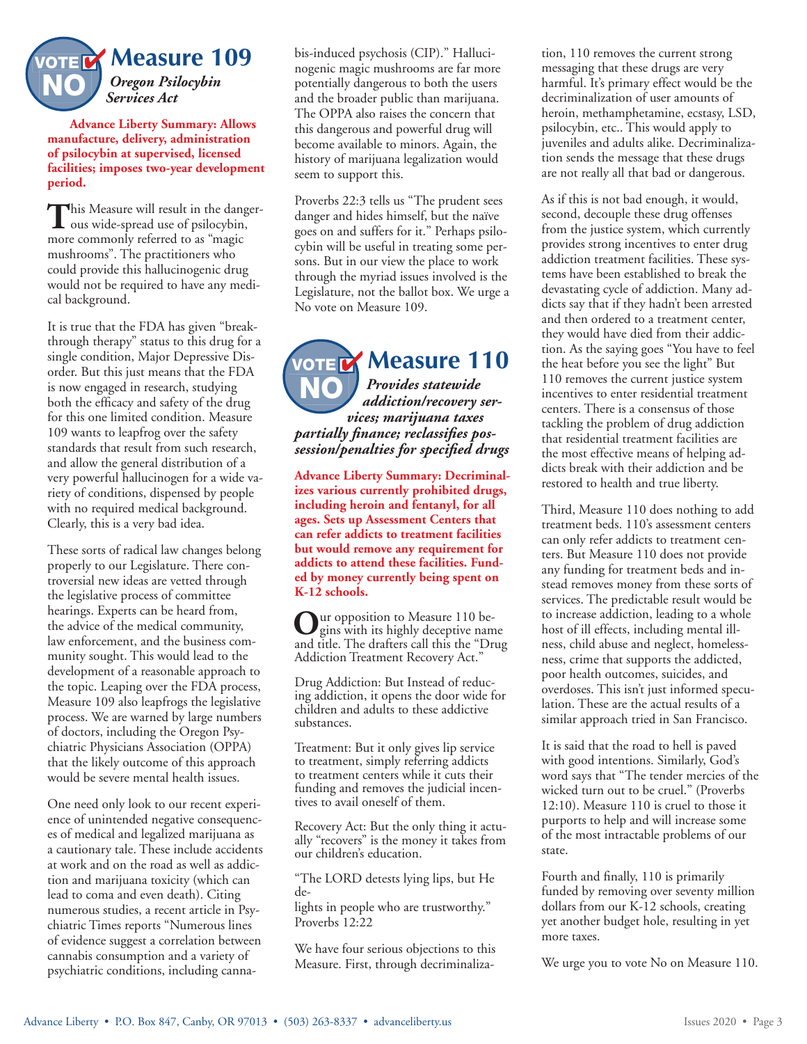# VOTE NO Measure 109

***Oregon Psilocybin Services Act***

**Advance Liberty Summary: Allows manufacture, delivery, administration of psilocybin at supervised, licensed facilities; imposes two-year development period.**

This Measure will result in the dangerous wide-spread use of psilocybin, more commonly referred to as "magic mushrooms". The practitioners who could provide this hallucinogenic drug would not be required to have any medical background.

It is true that the FDA has given "breakthrough therapy" status to this drug for a single condition, Major Depressive Disorder. But this just means that the FDA is now engaged in research, studying both the efficacy and safety of the drug for this one limited condition. Measure 109 wants to leapfrog over the safety standards that result from such research, and allow the general distribution of a very powerful hallucinogen for a wide variety of conditions, dispensed by people with no required medical background. Clearly, this is a very bad idea.

These sorts of radical law changes belong properly to our Legislature. There controversial new ideas are vetted through the legislative process of committee hearings. Experts can be heard from, the advice of the medical community, law enforcement, and the business community sought. This would lead to the development of a reasonable approach to the topic. Leaping over the FDA process, Measure 109 also leapfrogs the legislative process. We are warned by large numbers of doctors, including the Oregon Psychiatric Physicians Association (OPPA) that the likely outcome of this approach would be severe mental health issues.

One need only look to our recent experience of unintended negative consequences of medical and legalized marijuana as a cautionary tale. These include accidents at work and on the road as well as addiction and marijuana toxicity (which can lead to coma and even death). Citing numerous studies, a recent article in Psychiatric Times reports "Numerous lines of evidence suggest a correlation between cannabis consumption and a variety of psychiatric conditions, including cannabis-induced psychosis (CIP)." Hallucinogenic magic mushrooms are far more potentially dangerous to both the users and the broader public than marijuana. The OPPA also raises the concern that this dangerous and powerful drug will become available to minors. Again, the history of marijuana legalization would seem to support this.

Proverbs 22:3 tells us "The prudent sees danger and hides himself, but the naïve goes on and suffers for it." Perhaps psilocybin will be useful in treating some persons. But in our view the place to work through the myriad issues involved is the Legislature, not the ballot box. We urge a No vote on Measure 109.

# VOTE NO Measure 110

***Provides statewide addiction/recovery services; marijuana taxes partially finance; reclassifies possession/penalties for specified drugs***

**Advance Liberty Summary: Decriminalizes various currently prohibited drugs, including heroin and fentanyl, for all ages. Sets up Assessment Centers that can refer addicts to treatment facilities but would remove any requirement for addicts to attend these facilities. Funded by money currently being spent on K-12 schools.**

Our opposition to Measure 110 begins with its highly deceptive name and title. The drafters call this the "Drug Addiction Treatment Recovery Act."

Drug Addiction: But Instead of reducing addiction, it opens the door wide for children and adults to these addictive substances.

Treatment: But it only gives lip service to treatment, simply referring addicts to treatment centers while it cuts their funding and removes the judicial incentives to avail oneself of them.

Recovery Act: But the only thing it actually "recovers" is the money it takes from our children's education.

"The LORD detests lying lips, but He delights in people who are trustworthy." Proverbs 12:22

We have four serious objections to this Measure. First, through decriminalization, 110 removes the current strong messaging that these drugs are very harmful. It's primary effect would be the decriminalization of user amounts of heroin, methamphetamine, ecstasy, LSD, psilocybin, etc.. This would apply to juveniles and adults alike. Decriminalization sends the message that these drugs are not really all that bad or dangerous.

As if this is not bad enough, it would, second, decouple these drug offenses from the justice system, which currently provides strong incentives to enter drug addiction treatment facilities. These systems have been established to break the devastating cycle of addiction. Many addicts say that if they hadn't been arrested and then ordered to a treatment center, they would have died from their addiction. As the saying goes "You have to feel the heat before you see the light" But 110 removes the current justice system incentives to enter residential treatment centers. There is a consensus of those tackling the problem of drug addiction that residential treatment facilities are the most effective means of helping addicts break with their addiction and be restored to health and true liberty.

Third, Measure 110 does nothing to add treatment beds. 110's assessment centers can only refer addicts to treatment centers. But Measure 110 does not provide any funding for treatment beds and instead removes money from these sorts of services. The predictable result would be to increase addiction, leading to a whole host of ill effects, including mental illness, child abuse and neglect, homelessness, crime that supports the addicted, poor health outcomes, suicides, and overdoses. This isn't just informed speculation. These are the actual results of a similar approach tried in San Francisco.

It is said that the road to hell is paved with good intentions. Similarly, God's word says that "The tender mercies of the wicked turn out to be cruel." (Proverbs 12:10). Measure 110 is cruel to those it purports to help and will increase some of the most intractable problems of our state.

Fourth and finally, 110 is primarily funded by removing over seventy million dollars from our K-12 schools, creating yet another budget hole, resulting in yet more taxes.

We urge you to vote No on Measure 110.

Advance Liberty • P.O. Box 847, Canby, OR 97013 • (503) 263-8337 • advanceliberty.us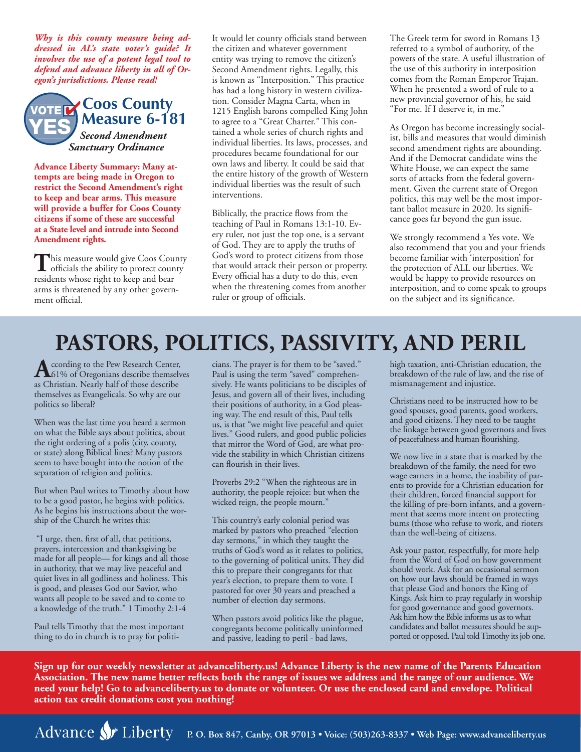***Why is this county measure being addressed in AL's state voter's guide? It involves the use of a potent legal tool to defend and advance liberty in all of Oregon's jurisdictions. Please read!***

VOTE YES

## Coos County Measure 6-181

***Second Amendment Sanctuary Ordinance***

**Advance Liberty Summary: Many attempts are being made in Oregon to restrict the Second Amendment's right to keep and bear arms. This measure will provide a buffer for Coos County citizens if some of these are successful at a State level and intrude into Second Amendment rights.**

This measure would give Coos County officials the ability to protect county residents whose right to keep and bear arms is threatened by any other government official.

It would let county officials stand between the citizen and whatever government entity was trying to remove the citizen's Second Amendment rights. Legally, this is known as "Interposition." This practice has had a long history in western civilization. Consider Magna Carta, when in 1215 English barons compelled King John to agree to a "Great Charter." This contained a whole series of church rights and individual liberties. Its laws, processes, and procedures became foundational for our own laws and liberty. It could be said that the entire history of the growth of Western individual liberties was the result of such interventions.

Biblically, the practice flows from the teaching of Paul in Romans 13:1-10. Every ruler, not just the top one, is a servant of God. They are to apply the truths of God's word to protect citizens from those that would attack their person or property. Every official has a duty to do this, even when the threatening comes from another ruler or group of officials.

The Greek term for sword in Romans 13 referred to a symbol of authority, of the powers of the state. A useful illustration of the use of this authority in interposition comes from the Roman Emperor Trajan. When he presented a sword of rule to a new provincial governor of his, he said "For me. If I deserve it, in me."

As Oregon has become increasingly socialist, bills and measures that would diminish second amendment rights are abounding. And if the Democrat candidate wins the White House, we can expect the same sorts of attacks from the federal government. Given the current state of Oregon politics, this may well be the most important ballot measure in 2020. Its significance goes far beyond the gun issue.

We strongly recommend a Yes vote. We also recommend that you and your friends become familiar with 'interposition' for the protection of ALL our liberties. We would be happy to provide resources on interposition, and to come speak to groups on the subject and its significance.

# PASTORS, POLITICS, PASSIVITY, AND PERIL

According to the Pew Research Center, 61% of Oregonians describe themselves as Christian. Nearly half of those describe themselves as Evangelicals. So why are our politics so liberal?

When was the last time you heard a sermon on what the Bible says about politics, about the right ordering of a polis (city, county, or state) along Biblical lines? Many pastors seem to have bought into the notion of the separation of religion and politics.

But when Paul writes to Timothy about how to be a good pastor, he begins with politics. As he begins his instructions about the worship of the Church he writes this:

"I urge, then, first of all, that petitions, prayers, intercession and thanksgiving be made for all people— for kings and all those in authority, that we may live peaceful and quiet lives in all godliness and holiness. This is good, and pleases God our Savior, who wants all people to be saved and to come to a knowledge of the truth." 1 Timothy 2:1-4

Paul tells Timothy that the most important thing to do in church is to pray for politicians. The prayer is for them to be "saved." Paul is using the term "saved" comprehensively. He wants politicians to be disciples of Jesus, and govern all of their lives, including their positions of authority, in a God pleasing way. The end result of this, Paul tells us, is that "we might live peaceful and quiet lives." Good rulers, and good public policies that mirror the Word of God, are what provide the stability in which Christian citizens can flourish in their lives.

Proverbs 29:2 "When the righteous are in authority, the people rejoice: but when the wicked reign, the people mourn."

This country's early colonial period was marked by pastors who preached "election day sermons," in which they taught the truths of God's word as it relates to politics, to the governing of political units. They did this to prepare their congregants for that year's election, to prepare them to vote. I pastored for over 30 years and preached a number of election day sermons.

When pastors avoid politics like the plague, congregants become politically uninformed and passive, leading to peril - bad laws, high taxation, anti-Christian education, the breakdown of the rule of law, and the rise of mismanagement and injustice.

Christians need to be instructed how to be good spouses, good parents, good workers, and good citizens. They need to be taught the linkage between good governors and lives of peacefulness and human flourishing.

We now live in a state that is marked by the breakdown of the family, the need for two wage earners in a home, the inability of parents to provide for a Christian education for their children, forced financial support for the killing of pre-born infants, and a government that seems more intent on protecting bums (those who refuse to work, and rioters than the well-being of citizens.

Ask your pastor, respectfully, for more help from the Word of God on how government should work. Ask for an occasional sermon on how our laws should be framed in ways that please God and honors the King of Kings. Ask him to pray regularly in worship for good governance and good governors. Ask him how the Bible informs us as to what candidates and ballot measures should be supported or opposed. Paul told Timothy its job one.

**Sign up for our weekly newsletter at advanceliberty.us! Advance Liberty is the new name of the Parents Education Association. The new name better reflects both the range of issues we address and the range of our audience. We need your help! Go to advanceliberty.us to donate or volunteer. Or use the enclosed card and envelope. Political action tax credit donations cost you nothing!**

Advance Liberty **P. O. Box 847, Canby, OR 97013 • Voice: (503)263-8337 • Web Page: www.advanceliberty.us**